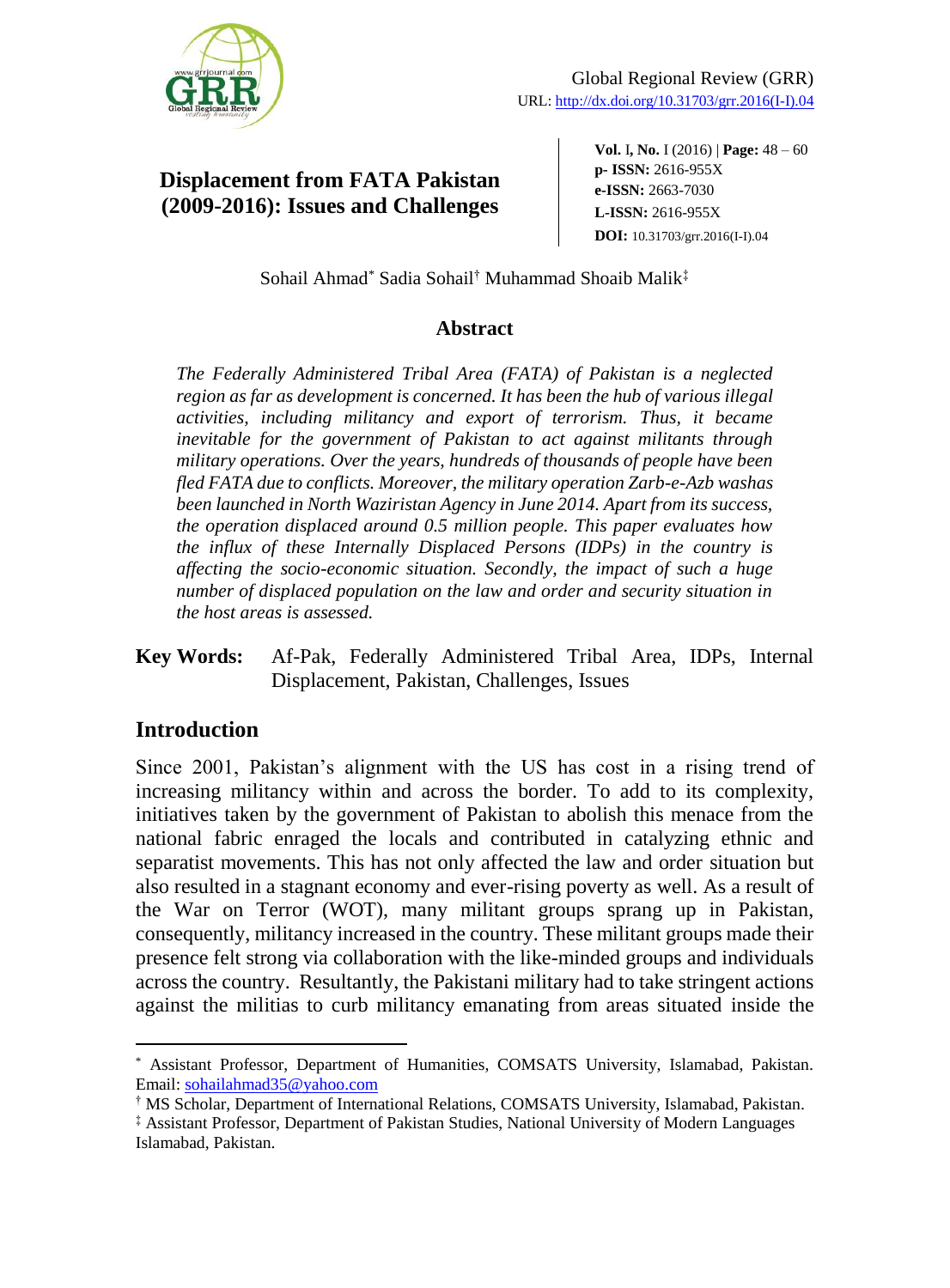# Displacement from FATA Pakistan (2009-2016): Issues and Challenges

Global Regional Review (GRR)
URL: http://dx.doi.org/10.31703/grr.2016(I-I).04

**Vol.** I, **No.** I (2016) | **Page:** 48 – 60
**p- ISSN:** 2616-955X
**e-ISSN:** 2663-7030
**L-ISSN:** 2616-955X
**DOI:** 10.31703/grr.2016(I-I).04

Sohail Ahmad[*] Sadia Sohail[†] Muhammad Shoaib Malik[‡]

## Abstract

*The Federally Administered Tribal Area (FATA) of Pakistan is a neglected region as far as development is concerned. It has been the hub of various illegal activities, including militancy and export of terrorism. Thus, it became inevitable for the government of Pakistan to act against militants through military operations. Over the years, hundreds of thousands of people have been fled FATA due to conflicts. Moreover, the military operation Zarb-e-Azb washas been launched in North Waziristan Agency in June 2014. Apart from its success, the operation displaced around 0.5 million people. This paper evaluates how the influx of these Internally Displaced Persons (IDPs) in the country is affecting the socio-economic situation. Secondly, the impact of such a huge number of displaced population on the law and order and security situation in the host areas is assessed.*

**Key Words:** Af-Pak, Federally Administered Tribal Area, IDPs, Internal Displacement, Pakistan, Challenges, Issues

## Introduction

Since 2001, Pakistan's alignment with the US has cost in a rising trend of increasing militancy within and across the border. To add to its complexity, initiatives taken by the government of Pakistan to abolish this menace from the national fabric enraged the locals and contributed in catalyzing ethnic and separatist movements. This has not only affected the law and order situation but also resulted in a stagnant economy and ever-rising poverty as well. As a result of the War on Terror (WOT), many militant groups sprang up in Pakistan, consequently, militancy increased in the country. These militant groups made their presence felt strong via collaboration with the like-minded groups and individuals across the country. Resultantly, the Pakistani military had to take stringent actions against the militias to curb militancy emanating from areas situated inside the

---

[*] Assistant Professor, Department of Humanities, COMSATS University, Islamabad, Pakistan. Email: sohailahmad35@yahoo.com

[†] MS Scholar, Department of International Relations, COMSATS University, Islamabad, Pakistan.

[‡] Assistant Professor, Department of Pakistan Studies, National University of Modern Languages Islamabad, Pakistan.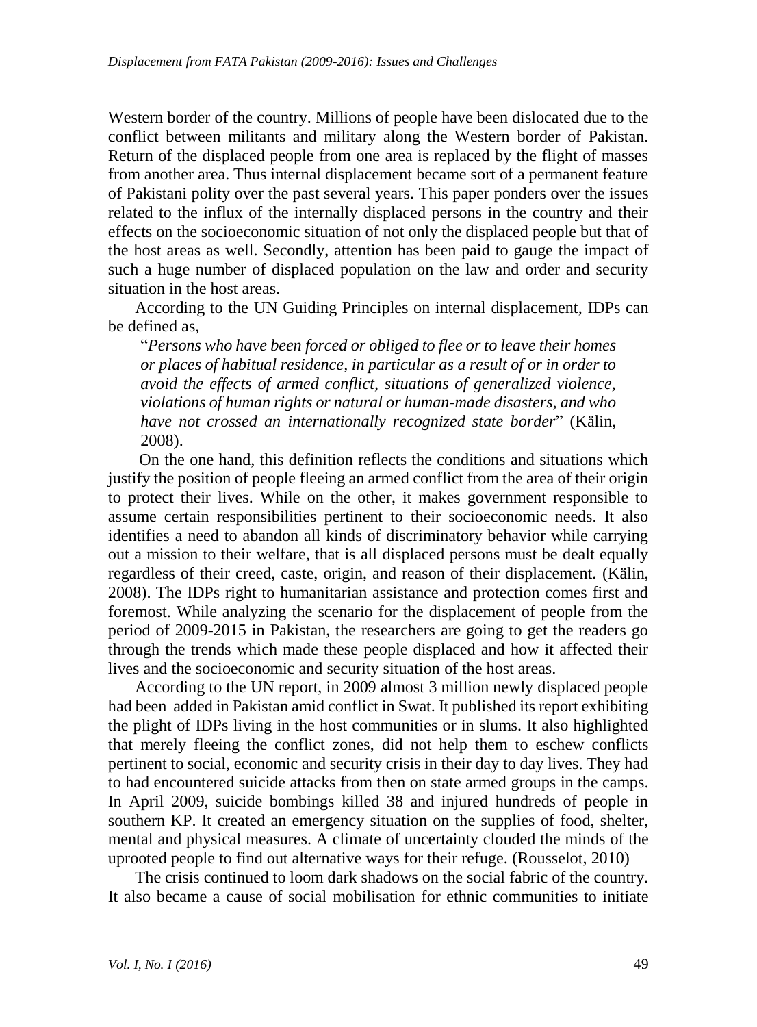Western border of the country. Millions of people have been dislocated due to the conflict between militants and military along the Western border of Pakistan. Return of the displaced people from one area is replaced by the flight of masses from another area. Thus internal displacement became sort of a permanent feature of Pakistani polity over the past several years. This paper ponders over the issues related to the influx of the internally displaced persons in the country and their effects on the socioeconomic situation of not only the displaced people but that of the host areas as well. Secondly, attention has been paid to gauge the impact of such a huge number of displaced population on the law and order and security situation in the host areas.

According to the UN Guiding Principles on internal displacement, IDPs can be defined as,

> "*Persons who have been forced or obliged to flee or to leave their homes or places of habitual residence, in particular as a result of or in order to avoid the effects of armed conflict, situations of generalized violence, violations of human rights or natural or human-made disasters, and who have not crossed an internationally recognized state border*" (Kälin, 2008).

On the one hand, this definition reflects the conditions and situations which justify the position of people fleeing an armed conflict from the area of their origin to protect their lives. While on the other, it makes government responsible to assume certain responsibilities pertinent to their socioeconomic needs. It also identifies a need to abandon all kinds of discriminatory behavior while carrying out a mission to their welfare, that is all displaced persons must be dealt equally regardless of their creed, caste, origin, and reason of their displacement. (Kälin, 2008). The IDPs right to humanitarian assistance and protection comes first and foremost. While analyzing the scenario for the displacement of people from the period of 2009-2015 in Pakistan, the researchers are going to get the readers go through the trends which made these people displaced and how it affected their lives and the socioeconomic and security situation of the host areas.

According to the UN report, in 2009 almost 3 million newly displaced people had been added in Pakistan amid conflict in Swat. It published its report exhibiting the plight of IDPs living in the host communities or in slums. It also highlighted that merely fleeing the conflict zones, did not help them to eschew conflicts pertinent to social, economic and security crisis in their day to day lives. They had to had encountered suicide attacks from then on state armed groups in the camps. In April 2009, suicide bombings killed 38 and injured hundreds of people in southern KP. It created an emergency situation on the supplies of food, shelter, mental and physical measures. A climate of uncertainty clouded the minds of the uprooted people to find out alternative ways for their refuge. (Rousselot, 2010)

The crisis continued to loom dark shadows on the social fabric of the country. It also became a cause of social mobilisation for ethnic communities to initiate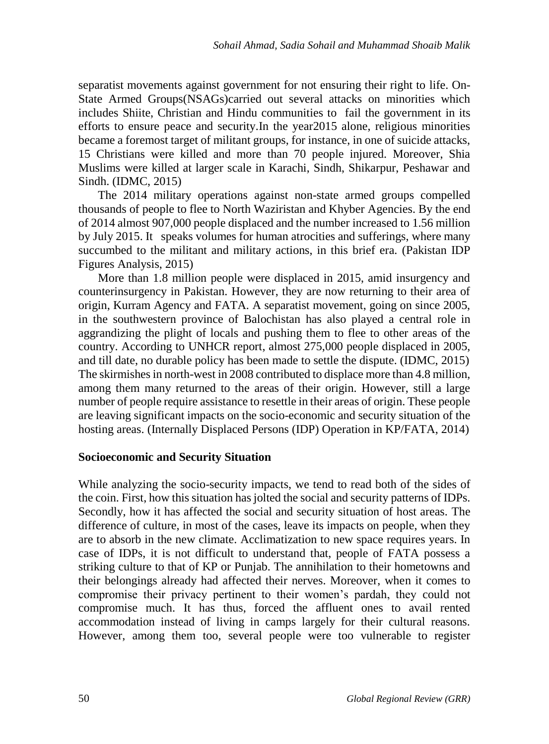separatist movements against government for not ensuring their right to life. On-State Armed Groups(NSAGs)carried out several attacks on minorities which includes Shiite, Christian and Hindu communities to fail the government in its efforts to ensure peace and security.In the year2015 alone, religious minorities became a foremost target of militant groups, for instance, in one of suicide attacks, 15 Christians were killed and more than 70 people injured. Moreover, Shia Muslims were killed at larger scale in Karachi, Sindh, Shikarpur, Peshawar and Sindh. (IDMC, 2015)

The 2014 military operations against non-state armed groups compelled thousands of people to flee to North Waziristan and Khyber Agencies. By the end of 2014 almost 907,000 people displaced and the number increased to 1.56 million by July 2015. It speaks volumes for human atrocities and sufferings, where many succumbed to the militant and military actions, in this brief era. (Pakistan IDP Figures Analysis, 2015)

More than 1.8 million people were displaced in 2015, amid insurgency and counterinsurgency in Pakistan. However, they are now returning to their area of origin, Kurram Agency and FATA. A separatist movement, going on since 2005, in the southwestern province of Balochistan has also played a central role in aggrandizing the plight of locals and pushing them to flee to other areas of the country. According to UNHCR report, almost 275,000 people displaced in 2005, and till date, no durable policy has been made to settle the dispute. (IDMC, 2015) The skirmishes in north-west in 2008 contributed to displace more than 4.8 million, among them many returned to the areas of their origin. However, still a large number of people require assistance to resettle in their areas of origin. These people are leaving significant impacts on the socio-economic and security situation of the hosting areas. (Internally Displaced Persons (IDP) Operation in KP/FATA, 2014)

## Socioeconomic and Security Situation

While analyzing the socio-security impacts, we tend to read both of the sides of the coin. First, how this situation has jolted the social and security patterns of IDPs. Secondly, how it has affected the social and security situation of host areas. The difference of culture, in most of the cases, leave its impacts on people, when they are to absorb in the new climate. Acclimatization to new space requires years. In case of IDPs, it is not difficult to understand that, people of FATA possess a striking culture to that of KP or Punjab. The annihilation to their hometowns and their belongings already had affected their nerves. Moreover, when it comes to compromise their privacy pertinent to their women's pardah, they could not compromise much. It has thus, forced the affluent ones to avail rented accommodation instead of living in camps largely for their cultural reasons. However, among them too, several people were too vulnerable to register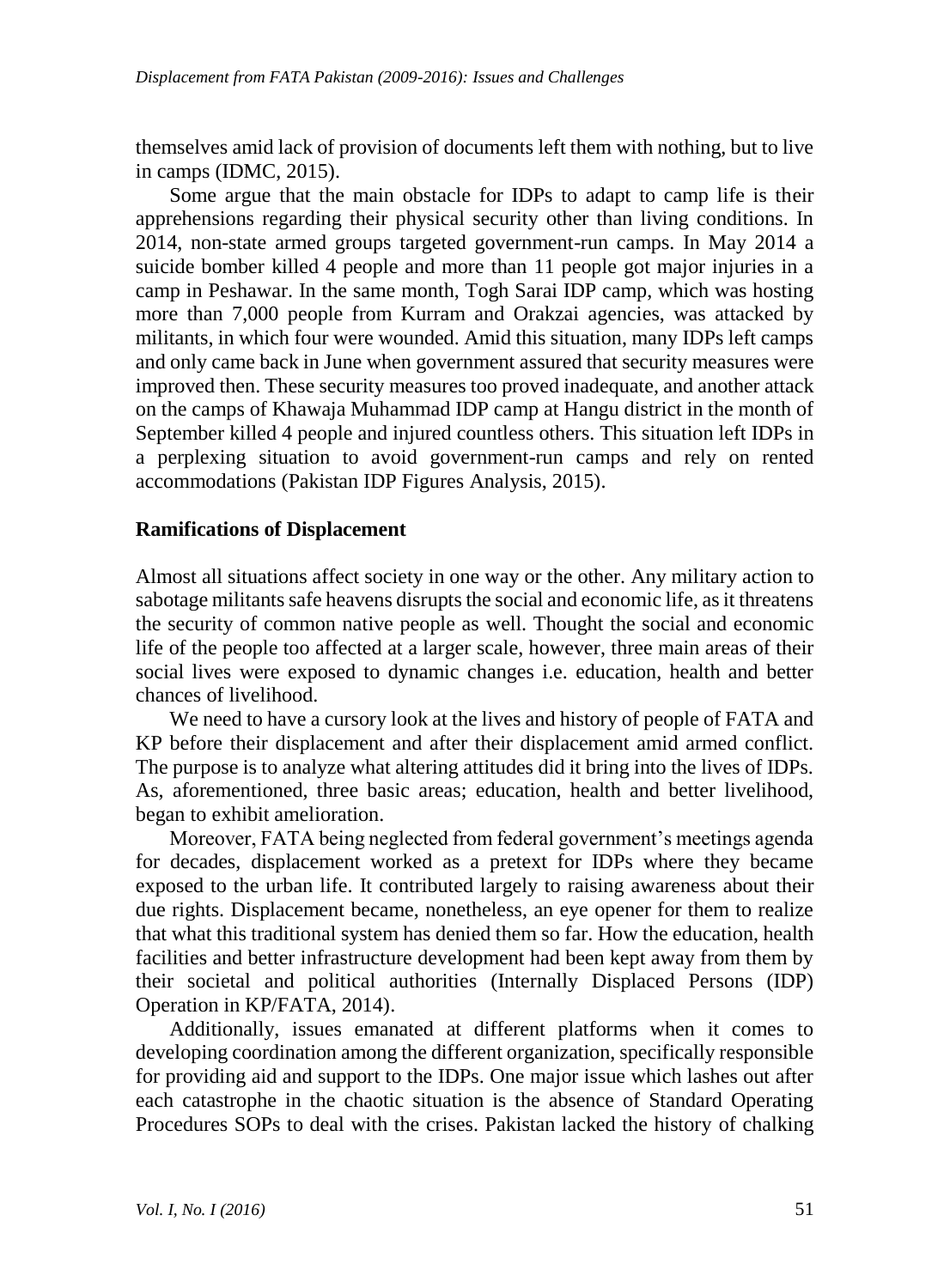themselves amid lack of provision of documents left them with nothing, but to live in camps (IDMC, 2015).

Some argue that the main obstacle for IDPs to adapt to camp life is their apprehensions regarding their physical security other than living conditions. In 2014, non-state armed groups targeted government-run camps. In May 2014 a suicide bomber killed 4 people and more than 11 people got major injuries in a camp in Peshawar. In the same month, Togh Sarai IDP camp, which was hosting more than 7,000 people from Kurram and Orakzai agencies, was attacked by militants, in which four were wounded. Amid this situation, many IDPs left camps and only came back in June when government assured that security measures were improved then. These security measures too proved inadequate, and another attack on the camps of Khawaja Muhammad IDP camp at Hangu district in the month of September killed 4 people and injured countless others. This situation left IDPs in a perplexing situation to avoid government-run camps and rely on rented accommodations (Pakistan IDP Figures Analysis, 2015).

## Ramifications of Displacement

Almost all situations affect society in one way or the other. Any military action to sabotage militants safe heavens disrupts the social and economic life, as it threatens the security of common native people as well. Thought the social and economic life of the people too affected at a larger scale, however, three main areas of their social lives were exposed to dynamic changes i.e. education, health and better chances of livelihood.

We need to have a cursory look at the lives and history of people of FATA and KP before their displacement and after their displacement amid armed conflict. The purpose is to analyze what altering attitudes did it bring into the lives of IDPs. As, aforementioned, three basic areas; education, health and better livelihood, began to exhibit amelioration.

Moreover, FATA being neglected from federal government's meetings agenda for decades, displacement worked as a pretext for IDPs where they became exposed to the urban life. It contributed largely to raising awareness about their due rights. Displacement became, nonetheless, an eye opener for them to realize that what this traditional system has denied them so far. How the education, health facilities and better infrastructure development had been kept away from them by their societal and political authorities (Internally Displaced Persons (IDP) Operation in KP/FATA, 2014).

Additionally, issues emanated at different platforms when it comes to developing coordination among the different organization, specifically responsible for providing aid and support to the IDPs. One major issue which lashes out after each catastrophe in the chaotic situation is the absence of Standard Operating Procedures SOPs to deal with the crises. Pakistan lacked the history of chalking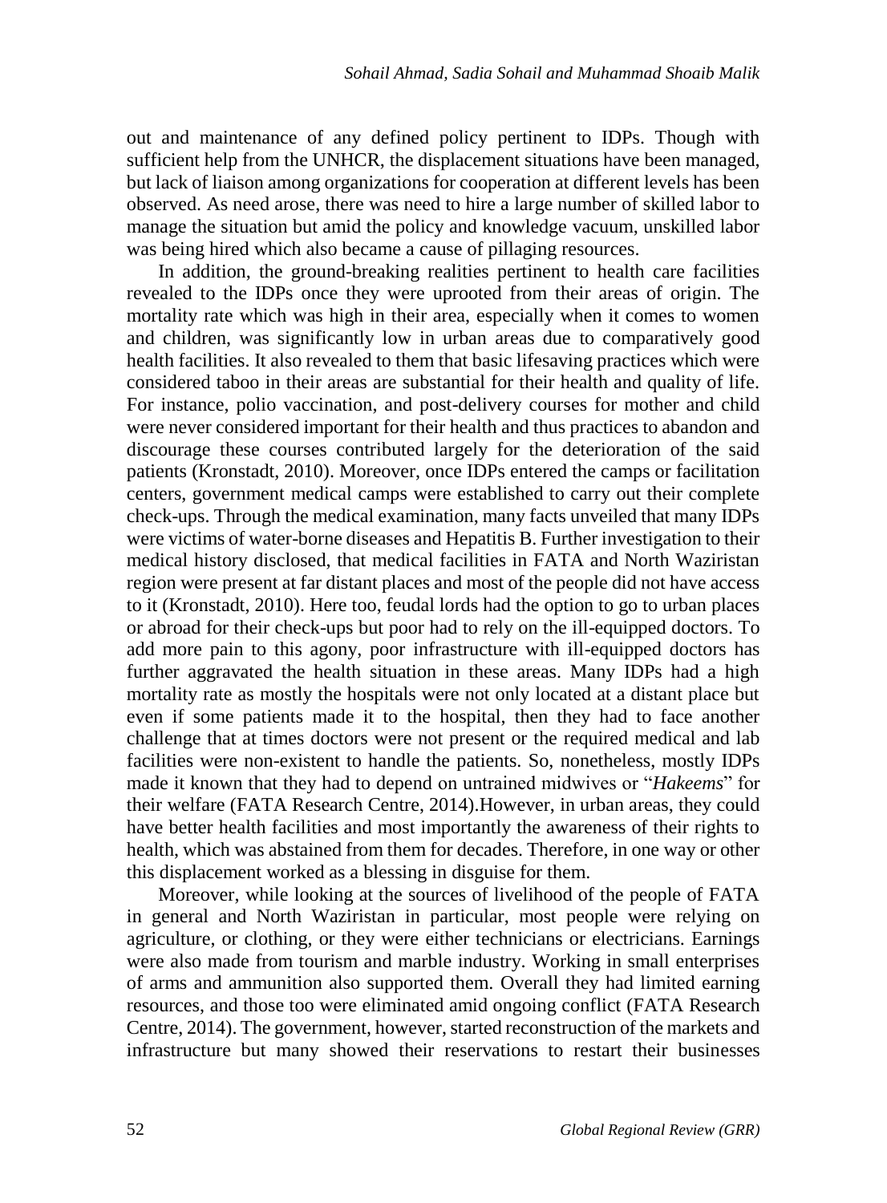out and maintenance of any defined policy pertinent to IDPs. Though with sufficient help from the UNHCR, the displacement situations have been managed, but lack of liaison among organizations for cooperation at different levels has been observed. As need arose, there was need to hire a large number of skilled labor to manage the situation but amid the policy and knowledge vacuum, unskilled labor was being hired which also became a cause of pillaging resources.

In addition, the ground-breaking realities pertinent to health care facilities revealed to the IDPs once they were uprooted from their areas of origin. The mortality rate which was high in their area, especially when it comes to women and children, was significantly low in urban areas due to comparatively good health facilities. It also revealed to them that basic lifesaving practices which were considered taboo in their areas are substantial for their health and quality of life. For instance, polio vaccination, and post-delivery courses for mother and child were never considered important for their health and thus practices to abandon and discourage these courses contributed largely for the deterioration of the said patients (Kronstadt, 2010). Moreover, once IDPs entered the camps or facilitation centers, government medical camps were established to carry out their complete check-ups. Through the medical examination, many facts unveiled that many IDPs were victims of water-borne diseases and Hepatitis B. Further investigation to their medical history disclosed, that medical facilities in FATA and North Waziristan region were present at far distant places and most of the people did not have access to it (Kronstadt, 2010). Here too, feudal lords had the option to go to urban places or abroad for their check-ups but poor had to rely on the ill-equipped doctors. To add more pain to this agony, poor infrastructure with ill-equipped doctors has further aggravated the health situation in these areas. Many IDPs had a high mortality rate as mostly the hospitals were not only located at a distant place but even if some patients made it to the hospital, then they had to face another challenge that at times doctors were not present or the required medical and lab facilities were non-existent to handle the patients. So, nonetheless, mostly IDPs made it known that they had to depend on untrained midwives or "*Hakeems*" for their welfare (FATA Research Centre, 2014).However, in urban areas, they could have better health facilities and most importantly the awareness of their rights to health, which was abstained from them for decades. Therefore, in one way or other this displacement worked as a blessing in disguise for them.

Moreover, while looking at the sources of livelihood of the people of FATA in general and North Waziristan in particular, most people were relying on agriculture, or clothing, or they were either technicians or electricians. Earnings were also made from tourism and marble industry. Working in small enterprises of arms and ammunition also supported them. Overall they had limited earning resources, and those too were eliminated amid ongoing conflict (FATA Research Centre, 2014). The government, however, started reconstruction of the markets and infrastructure but many showed their reservations to restart their businesses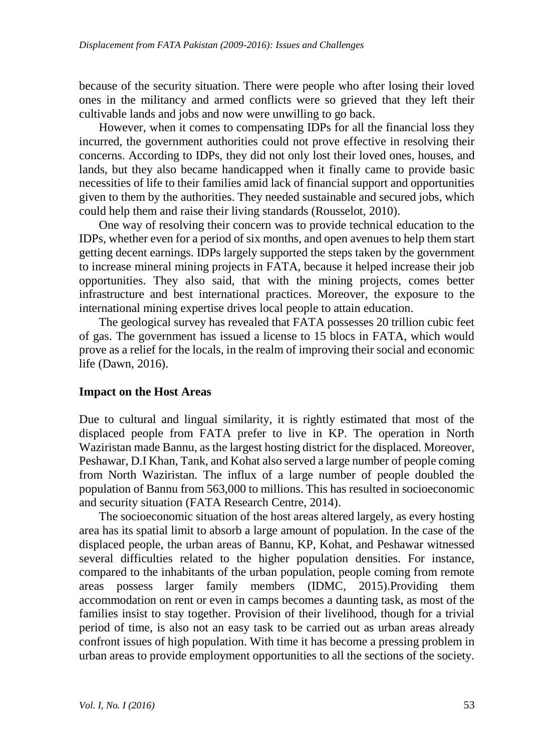because of the security situation. There were people who after losing their loved ones in the militancy and armed conflicts were so grieved that they left their cultivable lands and jobs and now were unwilling to go back.

However, when it comes to compensating IDPs for all the financial loss they incurred, the government authorities could not prove effective in resolving their concerns. According to IDPs, they did not only lost their loved ones, houses, and lands, but they also became handicapped when it finally came to provide basic necessities of life to their families amid lack of financial support and opportunities given to them by the authorities. They needed sustainable and secured jobs, which could help them and raise their living standards (Rousselot, 2010).

One way of resolving their concern was to provide technical education to the IDPs, whether even for a period of six months, and open avenues to help them start getting decent earnings. IDPs largely supported the steps taken by the government to increase mineral mining projects in FATA, because it helped increase their job opportunities. They also said, that with the mining projects, comes better infrastructure and best international practices. Moreover, the exposure to the international mining expertise drives local people to attain education.

The geological survey has revealed that FATA possesses 20 trillion cubic feet of gas. The government has issued a license to 15 blocs in FATA, which would prove as a relief for the locals, in the realm of improving their social and economic life (Dawn, 2016).

## Impact on the Host Areas

Due to cultural and lingual similarity, it is rightly estimated that most of the displaced people from FATA prefer to live in KP. The operation in North Waziristan made Bannu, as the largest hosting district for the displaced. Moreover, Peshawar, D.I Khan, Tank, and Kohat also served a large number of people coming from North Waziristan. The influx of a large number of people doubled the population of Bannu from 563,000 to millions. This has resulted in socioeconomic and security situation (FATA Research Centre, 2014).

The socioeconomic situation of the host areas altered largely, as every hosting area has its spatial limit to absorb a large amount of population. In the case of the displaced people, the urban areas of Bannu, KP, Kohat, and Peshawar witnessed several difficulties related to the higher population densities. For instance, compared to the inhabitants of the urban population, people coming from remote areas possess larger family members (IDMC, 2015).Providing them accommodation on rent or even in camps becomes a daunting task, as most of the families insist to stay together. Provision of their livelihood, though for a trivial period of time, is also not an easy task to be carried out as urban areas already confront issues of high population. With time it has become a pressing problem in urban areas to provide employment opportunities to all the sections of the society.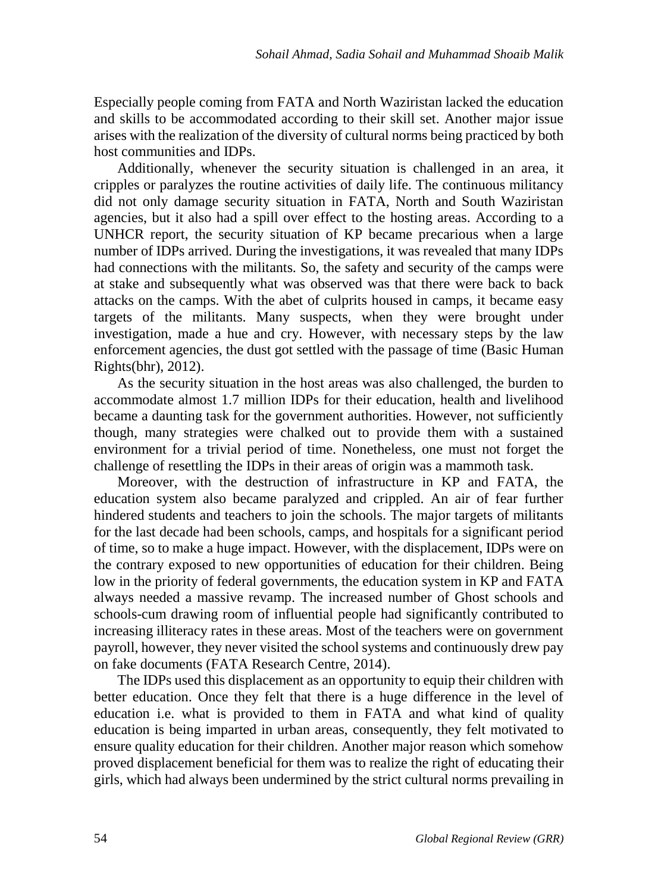Especially people coming from FATA and North Waziristan lacked the education and skills to be accommodated according to their skill set. Another major issue arises with the realization of the diversity of cultural norms being practiced by both host communities and IDPs.

Additionally, whenever the security situation is challenged in an area, it cripples or paralyzes the routine activities of daily life. The continuous militancy did not only damage security situation in FATA, North and South Waziristan agencies, but it also had a spill over effect to the hosting areas. According to a UNHCR report, the security situation of KP became precarious when a large number of IDPs arrived. During the investigations, it was revealed that many IDPs had connections with the militants. So, the safety and security of the camps were at stake and subsequently what was observed was that there were back to back attacks on the camps. With the abet of culprits housed in camps, it became easy targets of the militants. Many suspects, when they were brought under investigation, made a hue and cry. However, with necessary steps by the law enforcement agencies, the dust got settled with the passage of time (Basic Human Rights(bhr), 2012).

As the security situation in the host areas was also challenged, the burden to accommodate almost 1.7 million IDPs for their education, health and livelihood became a daunting task for the government authorities. However, not sufficiently though, many strategies were chalked out to provide them with a sustained environment for a trivial period of time. Nonetheless, one must not forget the challenge of resettling the IDPs in their areas of origin was a mammoth task.

Moreover, with the destruction of infrastructure in KP and FATA, the education system also became paralyzed and crippled. An air of fear further hindered students and teachers to join the schools. The major targets of militants for the last decade had been schools, camps, and hospitals for a significant period of time, so to make a huge impact. However, with the displacement, IDPs were on the contrary exposed to new opportunities of education for their children. Being low in the priority of federal governments, the education system in KP and FATA always needed a massive revamp. The increased number of Ghost schools and schools-cum drawing room of influential people had significantly contributed to increasing illiteracy rates in these areas. Most of the teachers were on government payroll, however, they never visited the school systems and continuously drew pay on fake documents (FATA Research Centre, 2014).

The IDPs used this displacement as an opportunity to equip their children with better education. Once they felt that there is a huge difference in the level of education i.e. what is provided to them in FATA and what kind of quality education is being imparted in urban areas, consequently, they felt motivated to ensure quality education for their children. Another major reason which somehow proved displacement beneficial for them was to realize the right of educating their girls, which had always been undermined by the strict cultural norms prevailing in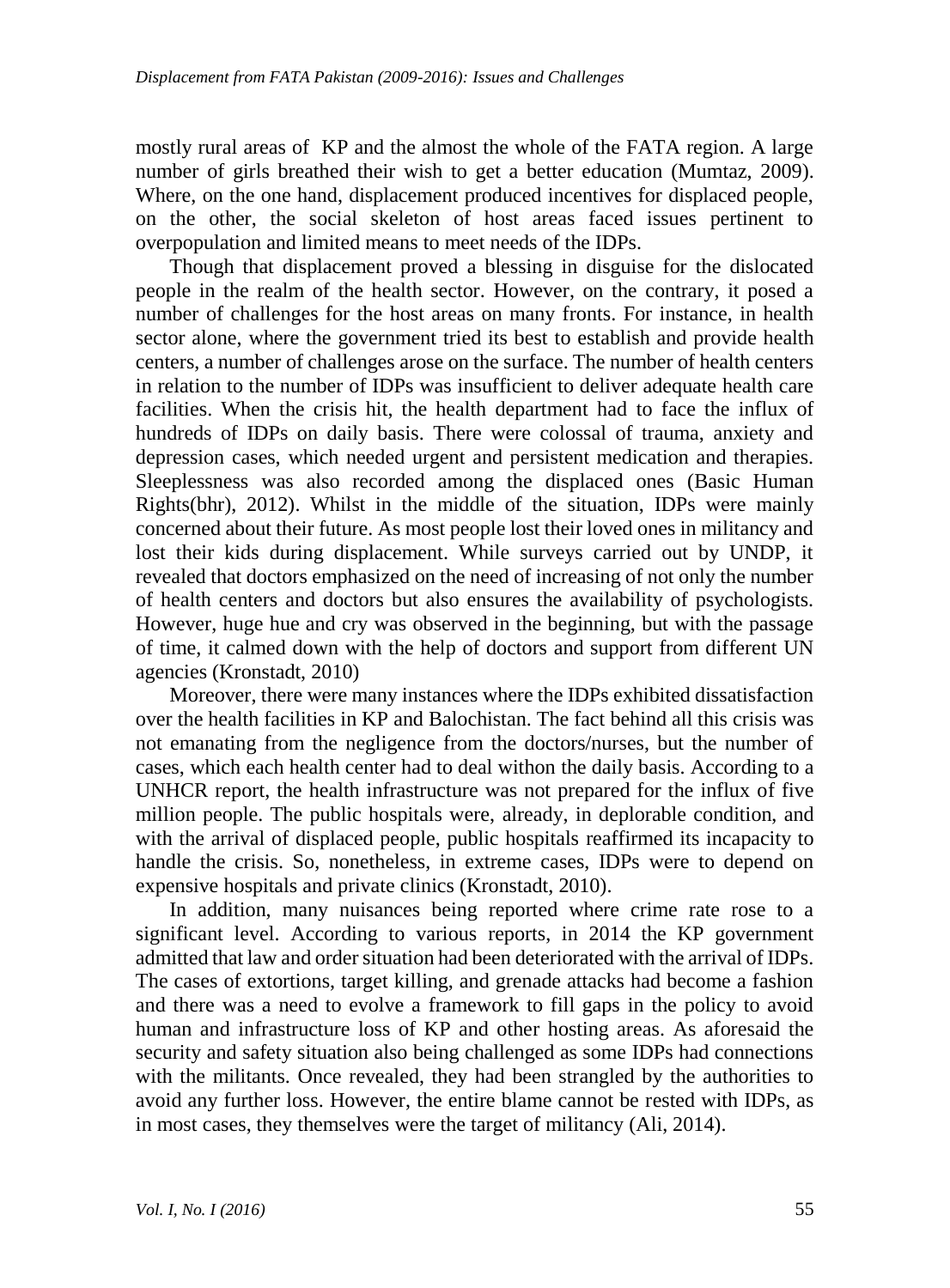mostly rural areas of KP and the almost the whole of the FATA region. A large number of girls breathed their wish to get a better education (Mumtaz, 2009). Where, on the one hand, displacement produced incentives for displaced people, on the other, the social skeleton of host areas faced issues pertinent to overpopulation and limited means to meet needs of the IDPs.

Though that displacement proved a blessing in disguise for the dislocated people in the realm of the health sector. However, on the contrary, it posed a number of challenges for the host areas on many fronts. For instance, in health sector alone, where the government tried its best to establish and provide health centers, a number of challenges arose on the surface. The number of health centers in relation to the number of IDPs was insufficient to deliver adequate health care facilities. When the crisis hit, the health department had to face the influx of hundreds of IDPs on daily basis. There were colossal of trauma, anxiety and depression cases, which needed urgent and persistent medication and therapies. Sleeplessness was also recorded among the displaced ones (Basic Human Rights(bhr), 2012). Whilst in the middle of the situation, IDPs were mainly concerned about their future. As most people lost their loved ones in militancy and lost their kids during displacement. While surveys carried out by UNDP, it revealed that doctors emphasized on the need of increasing of not only the number of health centers and doctors but also ensures the availability of psychologists. However, huge hue and cry was observed in the beginning, but with the passage of time, it calmed down with the help of doctors and support from different UN agencies (Kronstadt, 2010)

Moreover, there were many instances where the IDPs exhibited dissatisfaction over the health facilities in KP and Balochistan. The fact behind all this crisis was not emanating from the negligence from the doctors/nurses, but the number of cases, which each health center had to deal withon the daily basis. According to a UNHCR report, the health infrastructure was not prepared for the influx of five million people. The public hospitals were, already, in deplorable condition, and with the arrival of displaced people, public hospitals reaffirmed its incapacity to handle the crisis. So, nonetheless, in extreme cases, IDPs were to depend on expensive hospitals and private clinics (Kronstadt, 2010).

In addition, many nuisances being reported where crime rate rose to a significant level. According to various reports, in 2014 the KP government admitted that law and order situation had been deteriorated with the arrival of IDPs. The cases of extortions, target killing, and grenade attacks had become a fashion and there was a need to evolve a framework to fill gaps in the policy to avoid human and infrastructure loss of KP and other hosting areas. As aforesaid the security and safety situation also being challenged as some IDPs had connections with the militants. Once revealed, they had been strangled by the authorities to avoid any further loss. However, the entire blame cannot be rested with IDPs, as in most cases, they themselves were the target of militancy (Ali, 2014).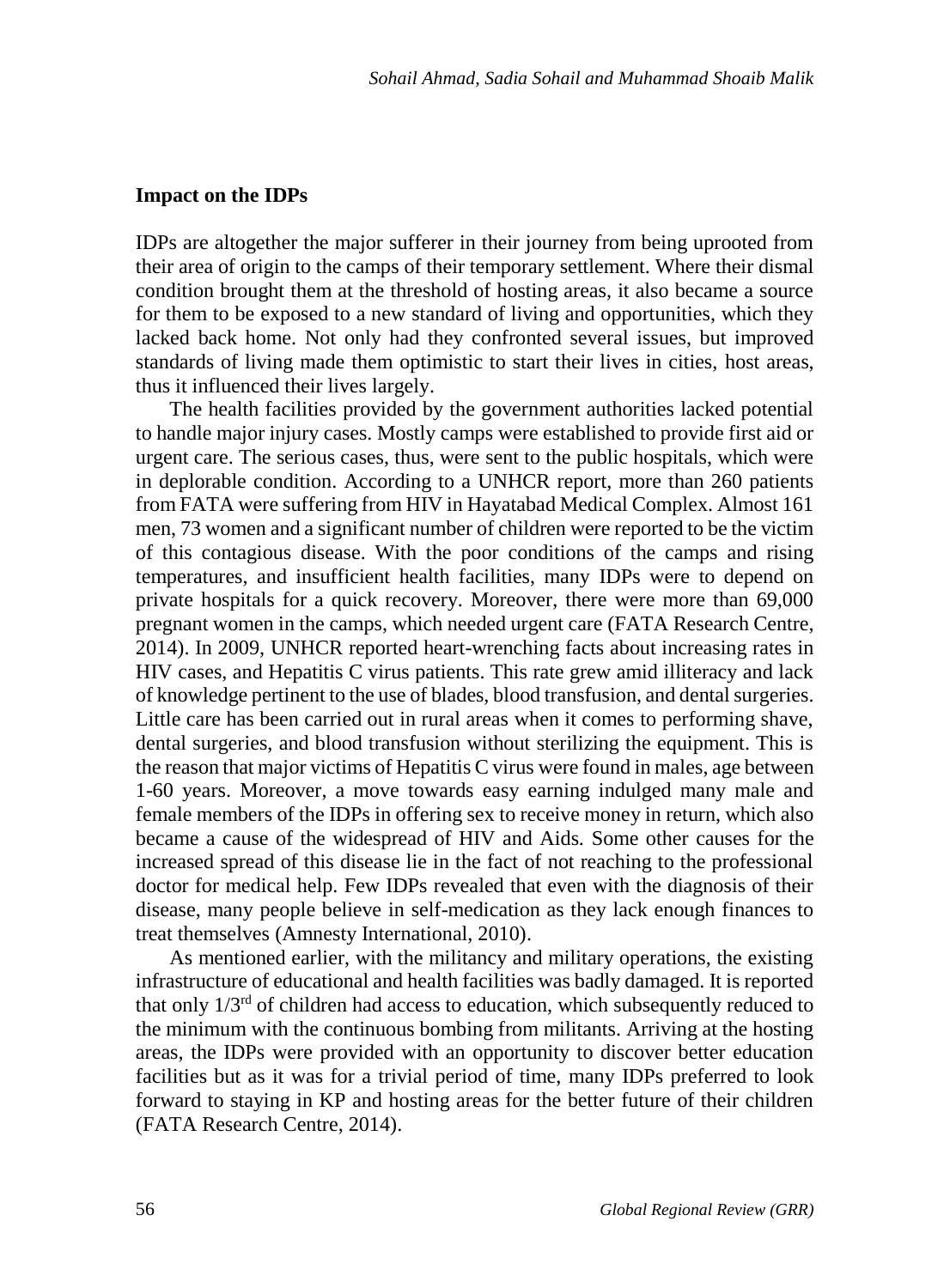### Impact on the IDPs

IDPs are altogether the major sufferer in their journey from being uprooted from their area of origin to the camps of their temporary settlement. Where their dismal condition brought them at the threshold of hosting areas, it also became a source for them to be exposed to a new standard of living and opportunities, which they lacked back home. Not only had they confronted several issues, but improved standards of living made them optimistic to start their lives in cities, host areas, thus it influenced their lives largely.

The health facilities provided by the government authorities lacked potential to handle major injury cases. Mostly camps were established to provide first aid or urgent care. The serious cases, thus, were sent to the public hospitals, which were in deplorable condition. According to a UNHCR report, more than 260 patients from FATA were suffering from HIV in Hayatabad Medical Complex. Almost 161 men, 73 women and a significant number of children were reported to be the victim of this contagious disease. With the poor conditions of the camps and rising temperatures, and insufficient health facilities, many IDPs were to depend on private hospitals for a quick recovery. Moreover, there were more than 69,000 pregnant women in the camps, which needed urgent care (FATA Research Centre, 2014). In 2009, UNHCR reported heart-wrenching facts about increasing rates in HIV cases, and Hepatitis C virus patients. This rate grew amid illiteracy and lack of knowledge pertinent to the use of blades, blood transfusion, and dental surgeries. Little care has been carried out in rural areas when it comes to performing shave, dental surgeries, and blood transfusion without sterilizing the equipment. This is the reason that major victims of Hepatitis C virus were found in males, age between 1-60 years. Moreover, a move towards easy earning indulged many male and female members of the IDPs in offering sex to receive money in return, which also became a cause of the widespread of HIV and Aids. Some other causes for the increased spread of this disease lie in the fact of not reaching to the professional doctor for medical help. Few IDPs revealed that even with the diagnosis of their disease, many people believe in self-medication as they lack enough finances to treat themselves (Amnesty International, 2010).

As mentioned earlier, with the militancy and military operations, the existing infrastructure of educational and health facilities was badly damaged. It is reported that only 1/3rd of children had access to education, which subsequently reduced to the minimum with the continuous bombing from militants. Arriving at the hosting areas, the IDPs were provided with an opportunity to discover better education facilities but as it was for a trivial period of time, many IDPs preferred to look forward to staying in KP and hosting areas for the better future of their children (FATA Research Centre, 2014).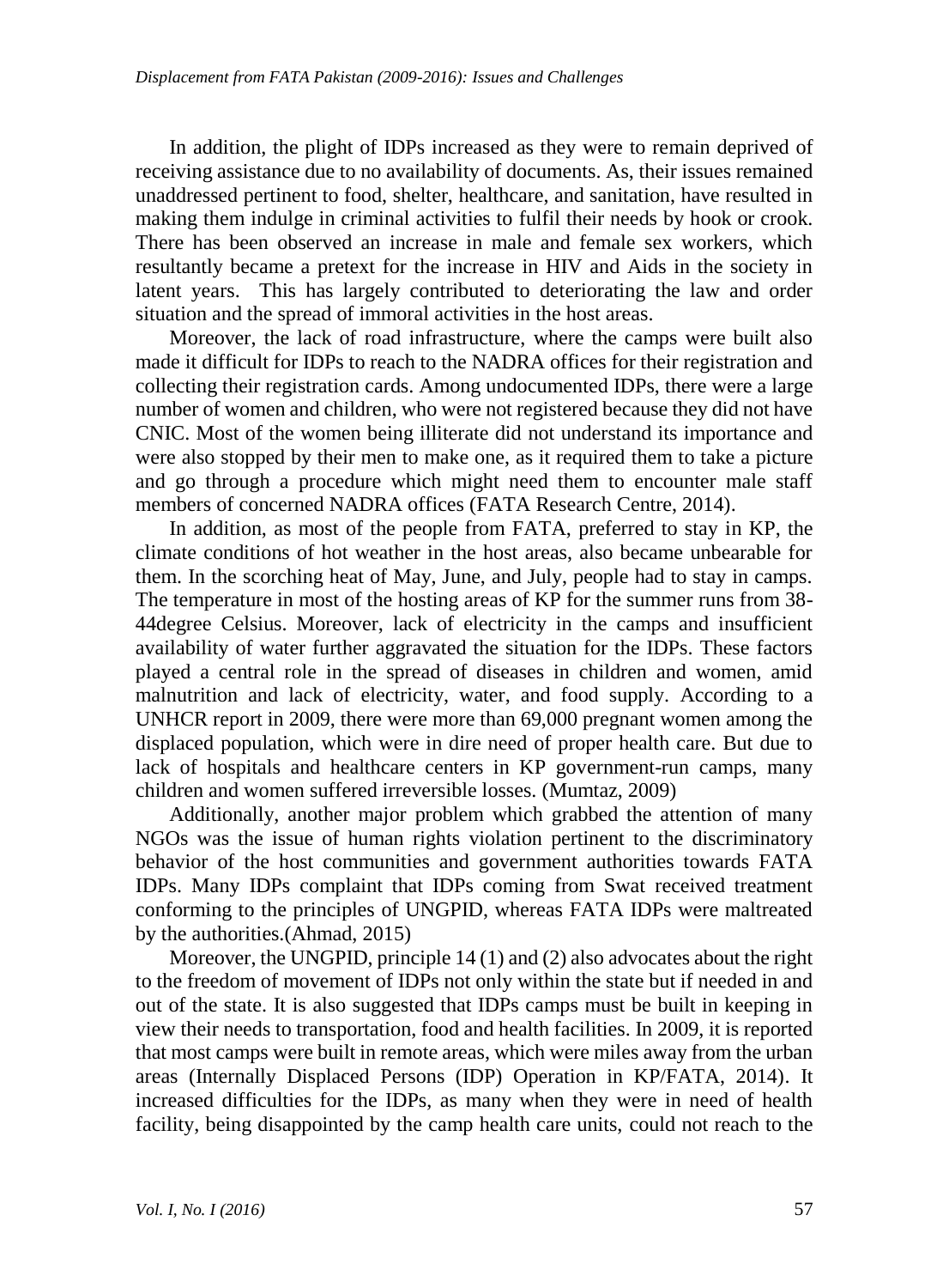In addition, the plight of IDPs increased as they were to remain deprived of receiving assistance due to no availability of documents. As, their issues remained unaddressed pertinent to food, shelter, healthcare, and sanitation, have resulted in making them indulge in criminal activities to fulfil their needs by hook or crook. There has been observed an increase in male and female sex workers, which resultantly became a pretext for the increase in HIV and Aids in the society in latent years. This has largely contributed to deteriorating the law and order situation and the spread of immoral activities in the host areas.

Moreover, the lack of road infrastructure, where the camps were built also made it difficult for IDPs to reach to the NADRA offices for their registration and collecting their registration cards. Among undocumented IDPs, there were a large number of women and children, who were not registered because they did not have CNIC. Most of the women being illiterate did not understand its importance and were also stopped by their men to make one, as it required them to take a picture and go through a procedure which might need them to encounter male staff members of concerned NADRA offices (FATA Research Centre, 2014).

In addition, as most of the people from FATA, preferred to stay in KP, the climate conditions of hot weather in the host areas, also became unbearable for them. In the scorching heat of May, June, and July, people had to stay in camps. The temperature in most of the hosting areas of KP for the summer runs from 38-44degree Celsius. Moreover, lack of electricity in the camps and insufficient availability of water further aggravated the situation for the IDPs. These factors played a central role in the spread of diseases in children and women, amid malnutrition and lack of electricity, water, and food supply. According to a UNHCR report in 2009, there were more than 69,000 pregnant women among the displaced population, which were in dire need of proper health care. But due to lack of hospitals and healthcare centers in KP government-run camps, many children and women suffered irreversible losses. (Mumtaz, 2009)

Additionally, another major problem which grabbed the attention of many NGOs was the issue of human rights violation pertinent to the discriminatory behavior of the host communities and government authorities towards FATA IDPs. Many IDPs complaint that IDPs coming from Swat received treatment conforming to the principles of UNGPID, whereas FATA IDPs were maltreated by the authorities.(Ahmad, 2015)

Moreover, the UNGPID, principle 14 (1) and (2) also advocates about the right to the freedom of movement of IDPs not only within the state but if needed in and out of the state. It is also suggested that IDPs camps must be built in keeping in view their needs to transportation, food and health facilities. In 2009, it is reported that most camps were built in remote areas, which were miles away from the urban areas (Internally Displaced Persons (IDP) Operation in KP/FATA, 2014). It increased difficulties for the IDPs, as many when they were in need of health facility, being disappointed by the camp health care units, could not reach to the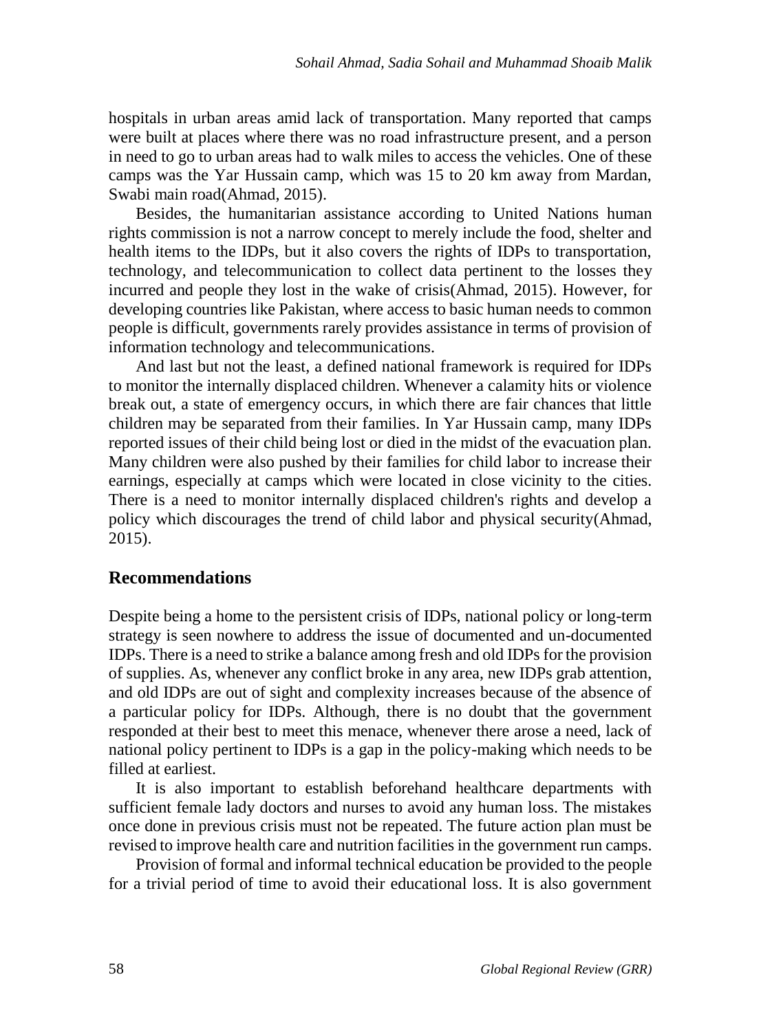hospitals in urban areas amid lack of transportation. Many reported that camps were built at places where there was no road infrastructure present, and a person in need to go to urban areas had to walk miles to access the vehicles. One of these camps was the Yar Hussain camp, which was 15 to 20 km away from Mardan, Swabi main road(Ahmad, 2015).

Besides, the humanitarian assistance according to United Nations human rights commission is not a narrow concept to merely include the food, shelter and health items to the IDPs, but it also covers the rights of IDPs to transportation, technology, and telecommunication to collect data pertinent to the losses they incurred and people they lost in the wake of crisis(Ahmad, 2015). However, for developing countries like Pakistan, where access to basic human needs to common people is difficult, governments rarely provides assistance in terms of provision of information technology and telecommunications.

And last but not the least, a defined national framework is required for IDPs to monitor the internally displaced children. Whenever a calamity hits or violence break out, a state of emergency occurs, in which there are fair chances that little children may be separated from their families. In Yar Hussain camp, many IDPs reported issues of their child being lost or died in the midst of the evacuation plan. Many children were also pushed by their families for child labor to increase their earnings, especially at camps which were located in close vicinity to the cities. There is a need to monitor internally displaced children's rights and develop a policy which discourages the trend of child labor and physical security(Ahmad, 2015).

## Recommendations

Despite being a home to the persistent crisis of IDPs, national policy or long-term strategy is seen nowhere to address the issue of documented and un-documented IDPs. There is a need to strike a balance among fresh and old IDPs for the provision of supplies. As, whenever any conflict broke in any area, new IDPs grab attention, and old IDPs are out of sight and complexity increases because of the absence of a particular policy for IDPs. Although, there is no doubt that the government responded at their best to meet this menace, whenever there arose a need, lack of national policy pertinent to IDPs is a gap in the policy-making which needs to be filled at earliest.

It is also important to establish beforehand healthcare departments with sufficient female lady doctors and nurses to avoid any human loss. The mistakes once done in previous crisis must not be repeated. The future action plan must be revised to improve health care and nutrition facilities in the government run camps.

Provision of formal and informal technical education be provided to the people for a trivial period of time to avoid their educational loss. It is also government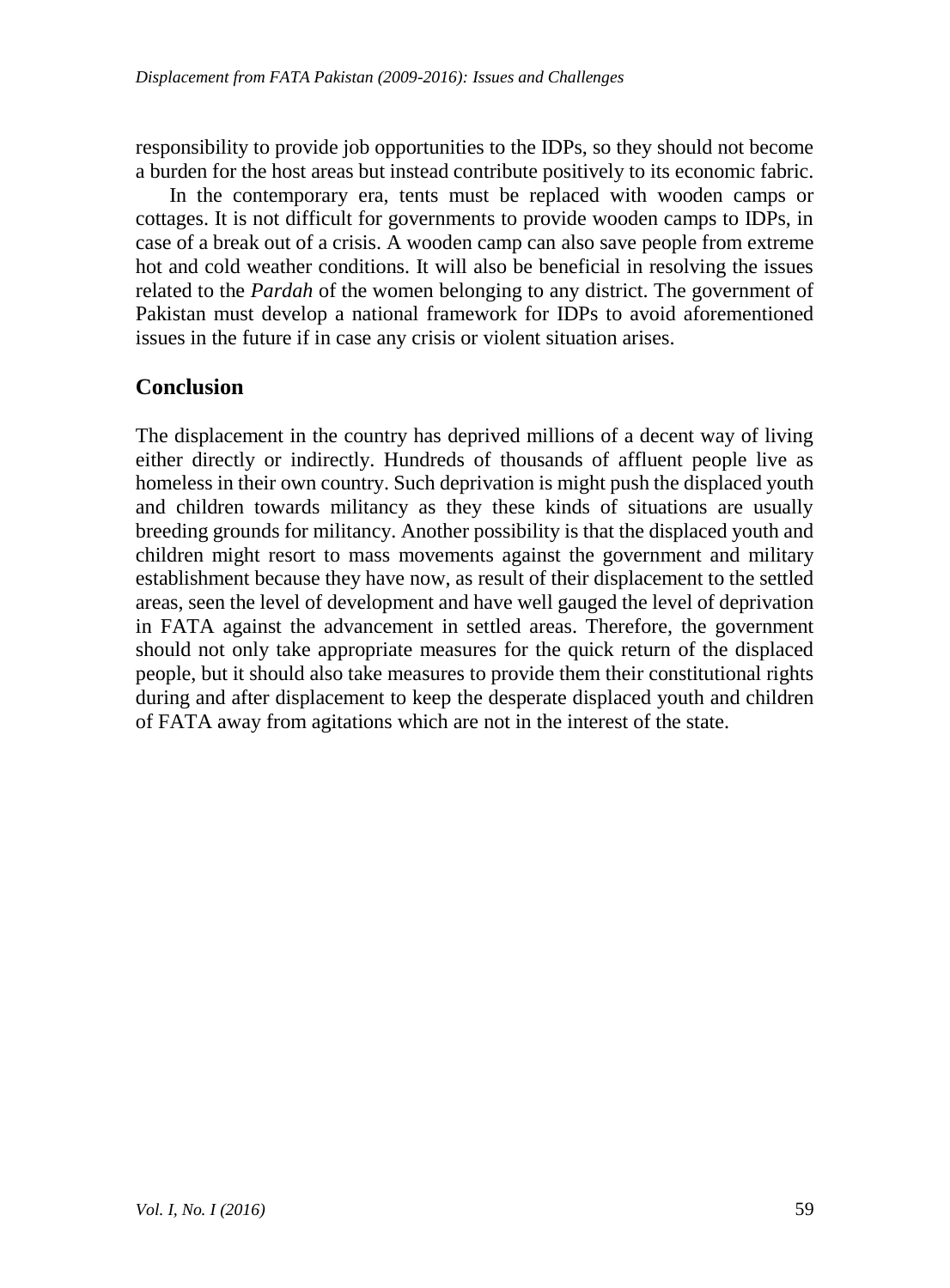responsibility to provide job opportunities to the IDPs, so they should not become a burden for the host areas but instead contribute positively to its economic fabric.

In the contemporary era, tents must be replaced with wooden camps or cottages. It is not difficult for governments to provide wooden camps to IDPs, in case of a break out of a crisis. A wooden camp can also save people from extreme hot and cold weather conditions. It will also be beneficial in resolving the issues related to the *Pardah* of the women belonging to any district. The government of Pakistan must develop a national framework for IDPs to avoid aforementioned issues in the future if in case any crisis or violent situation arises.

## Conclusion

The displacement in the country has deprived millions of a decent way of living either directly or indirectly. Hundreds of thousands of affluent people live as homeless in their own country. Such deprivation is might push the displaced youth and children towards militancy as they these kinds of situations are usually breeding grounds for militancy. Another possibility is that the displaced youth and children might resort to mass movements against the government and military establishment because they have now, as result of their displacement to the settled areas, seen the level of development and have well gauged the level of deprivation in FATA against the advancement in settled areas. Therefore, the government should not only take appropriate measures for the quick return of the displaced people, but it should also take measures to provide them their constitutional rights during and after displacement to keep the desperate displaced youth and children of FATA away from agitations which are not in the interest of the state.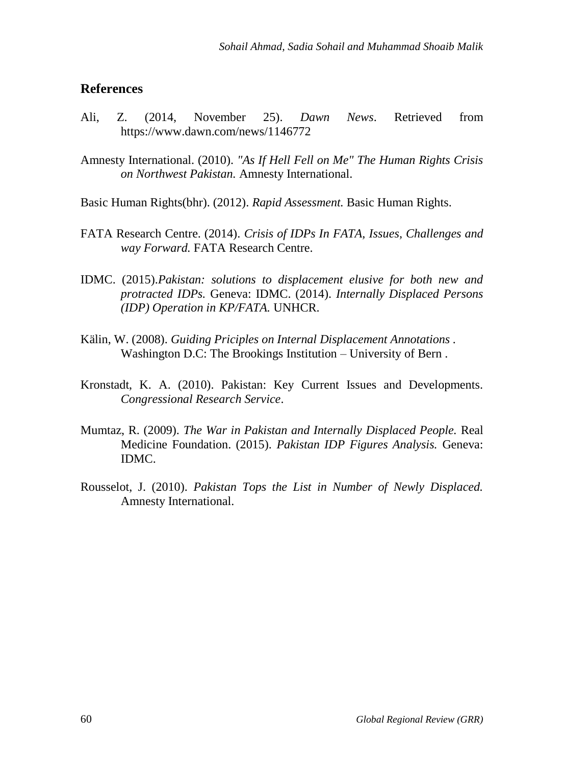## References

Ali, Z. (2014, November 25). *Dawn News*. Retrieved from https://www.dawn.com/news/1146772

Amnesty International. (2010). *"As If Hell Fell on Me" The Human Rights Crisis on Northwest Pakistan.* Amnesty International.

Basic Human Rights(bhr). (2012). *Rapid Assessment.* Basic Human Rights.

FATA Research Centre. (2014). *Crisis of IDPs In FATA, Issues, Challenges and way Forward.* FATA Research Centre.

IDMC. (2015).*Pakistan: solutions to displacement elusive for both new and protracted IDPs.* Geneva: IDMC. (2014). *Internally Displaced Persons (IDP) Operation in KP/FATA.* UNHCR.

Kälin, W. (2008). *Guiding Priciples on Internal Displacement Annotations .* Washington D.C: The Brookings Institution – University of Bern .

Kronstadt, K. A. (2010). Pakistan: Key Current Issues and Developments. *Congressional Research Service*.

Mumtaz, R. (2009). *The War in Pakistan and Internally Displaced People.* Real Medicine Foundation. (2015). *Pakistan IDP Figures Analysis.* Geneva: IDMC.

Rousselot, J. (2010). *Pakistan Tops the List in Number of Newly Displaced.* Amnesty International.